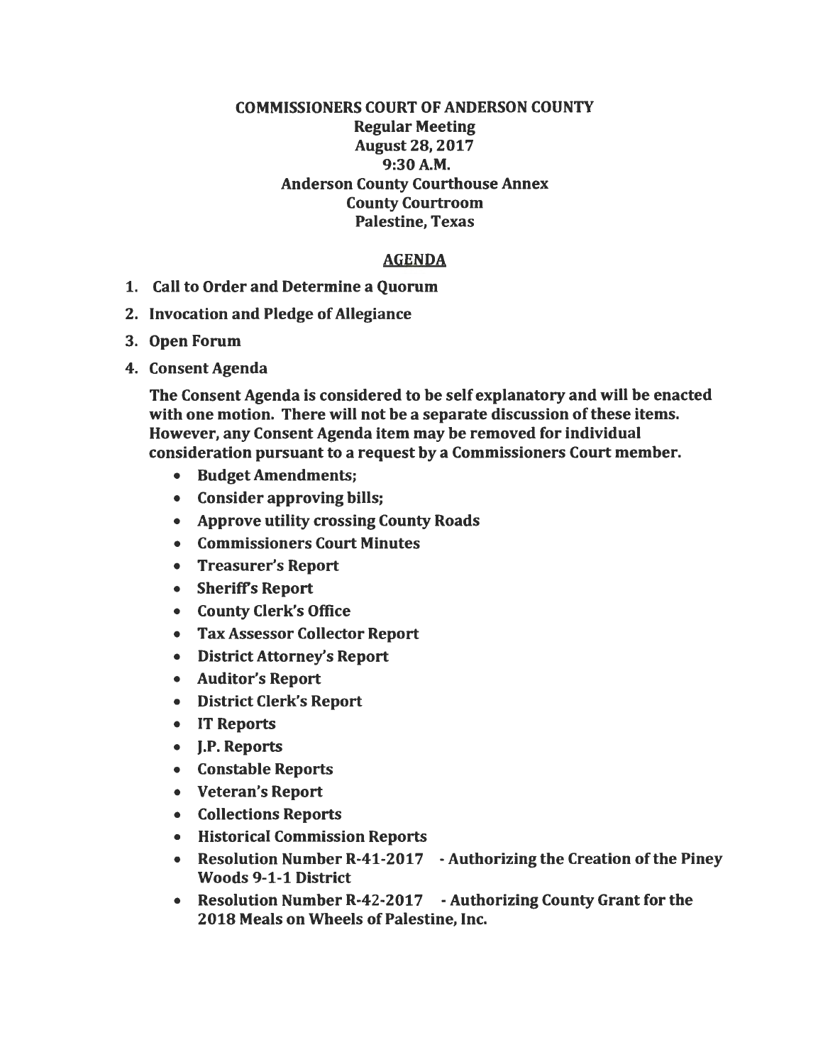**COMMISSIONERS COURT OF ANDERSON COUNTY**
**Regular Meeting**
**August 28, 2017**
**9:30 A.M.**
**Anderson County Courthouse Annex**
**County Courtroom**
**Palestine, Texas**

## AGENDA

1. **Call to Order and Determine a Quorum**
2. **Invocation and Pledge of Allegiance**
3. **Open Forum**
4. **Consent Agenda**

   **The Consent Agenda is considered to be self explanatory and will be enacted with one motion. There will not be a separate discussion of these items. However, any Consent Agenda item may be removed for individual consideration pursuant to a request by a Commissioners Court member.**

   - **Budget Amendments;**
   - **Consider approving bills;**
   - **Approve utility crossing County Roads**
   - **Commissioners Court Minutes**
   - **Treasurer's Report**
   - **Sheriff's Report**
   - **County Clerk's Office**
   - **Tax Assessor Collector Report**
   - **District Attorney's Report**
   - **Auditor's Report**
   - **District Clerk's Report**
   - **IT Reports**
   - **J.P. Reports**
   - **Constable Reports**
   - **Veteran's Report**
   - **Collections Reports**
   - **Historical Commission Reports**
   - **Resolution Number R-41-2017 - Authorizing the Creation of the Piney Woods 9-1-1 District**
   - **Resolution Number R-42-2017 - Authorizing County Grant for the 2018 Meals on Wheels of Palestine, Inc.**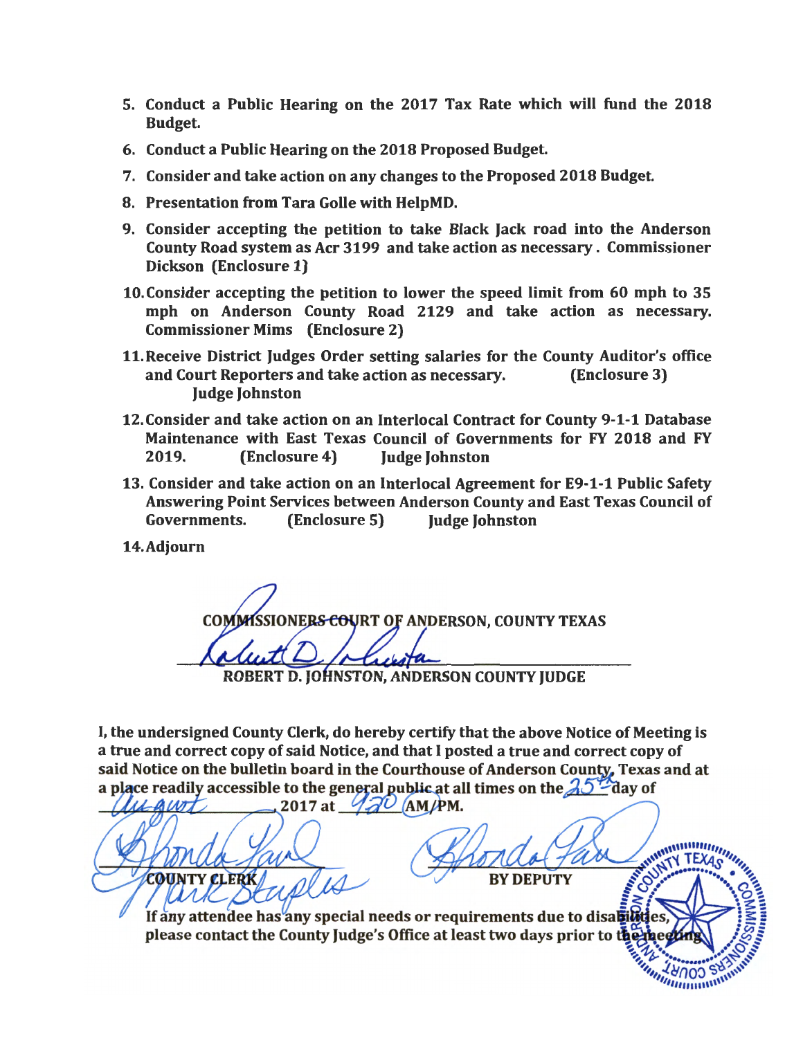5. Conduct a Public Hearing on the 2017 Tax Rate which will fund the 2018 Budget.
6. Conduct a Public Hearing on the 2018 Proposed Budget.
7. Consider and take action on any changes to the Proposed 2018 Budget.
8. Presentation from Tara Golle with HelpMD.
9. Consider accepting the petition to take Black Jack road into the Anderson County Road system as Acr 3199 and take action as necessary. Commissioner Dickson (Enclosure 1)
10. Consider accepting the petition to lower the speed limit from 60 mph to 35 mph on Anderson County Road 2129 and take action as necessary. Commissioner Mims (Enclosure 2)
11. Receive District Judges Order setting salaries for the County Auditor's office and Court Reporters and take action as necessary. (Enclosure 3) Judge Johnston
12. Consider and take action on an Interlocal Contract for County 9-1-1 Database Maintenance with East Texas Council of Governments for FY 2018 and FY 2019. (Enclosure 4) Judge Johnston
13. Consider and take action on an Interlocal Agreement for E9-1-1 Public Safety Answering Point Services between Anderson County and East Texas Council of Governments. (Enclosure 5) Judge Johnston
14. Adjourn

COMMISSIONERS COURT OF ANDERSON, COUNTY TEXAS

ROBERT D. JOHNSTON, ANDERSON COUNTY JUDGE

I, the undersigned County Clerk, do hereby certify that the above Notice of Meeting is a true and correct copy of said Notice, and that I posted a true and correct copy of said Notice on the bulletin board in the Courthouse of Anderson County, Texas and at a place readily accessible to the general public at all times on the 25th day of August, 2017 at 9:20 AM/PM.

COUNTY CLERK Mark Staples BY DEPUTY Rhonda Farr

If any attendee has any special needs or requirements due to disabilities, please contact the County Judge's Office at least two days prior to the meeting.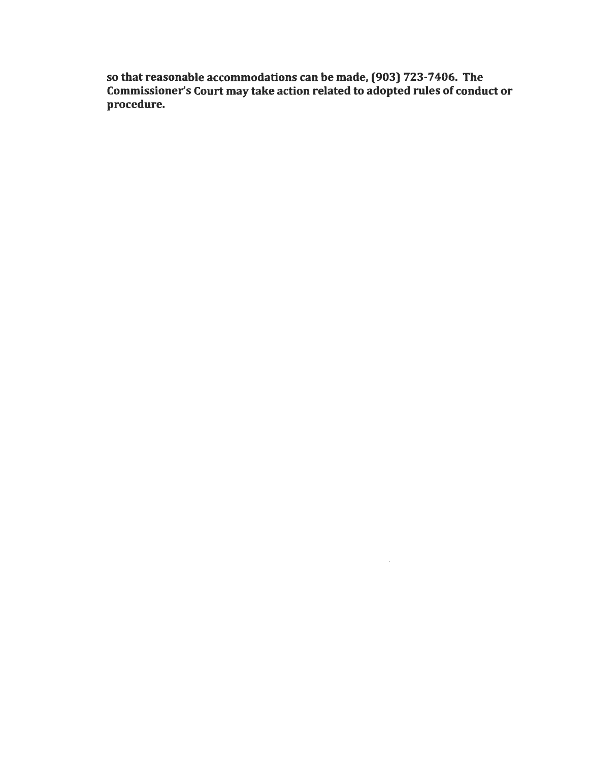**so that reasonable accommodations can be made, (903) 723-7406. The Commissioner's Court may take action related to adopted rules of conduct or procedure.**